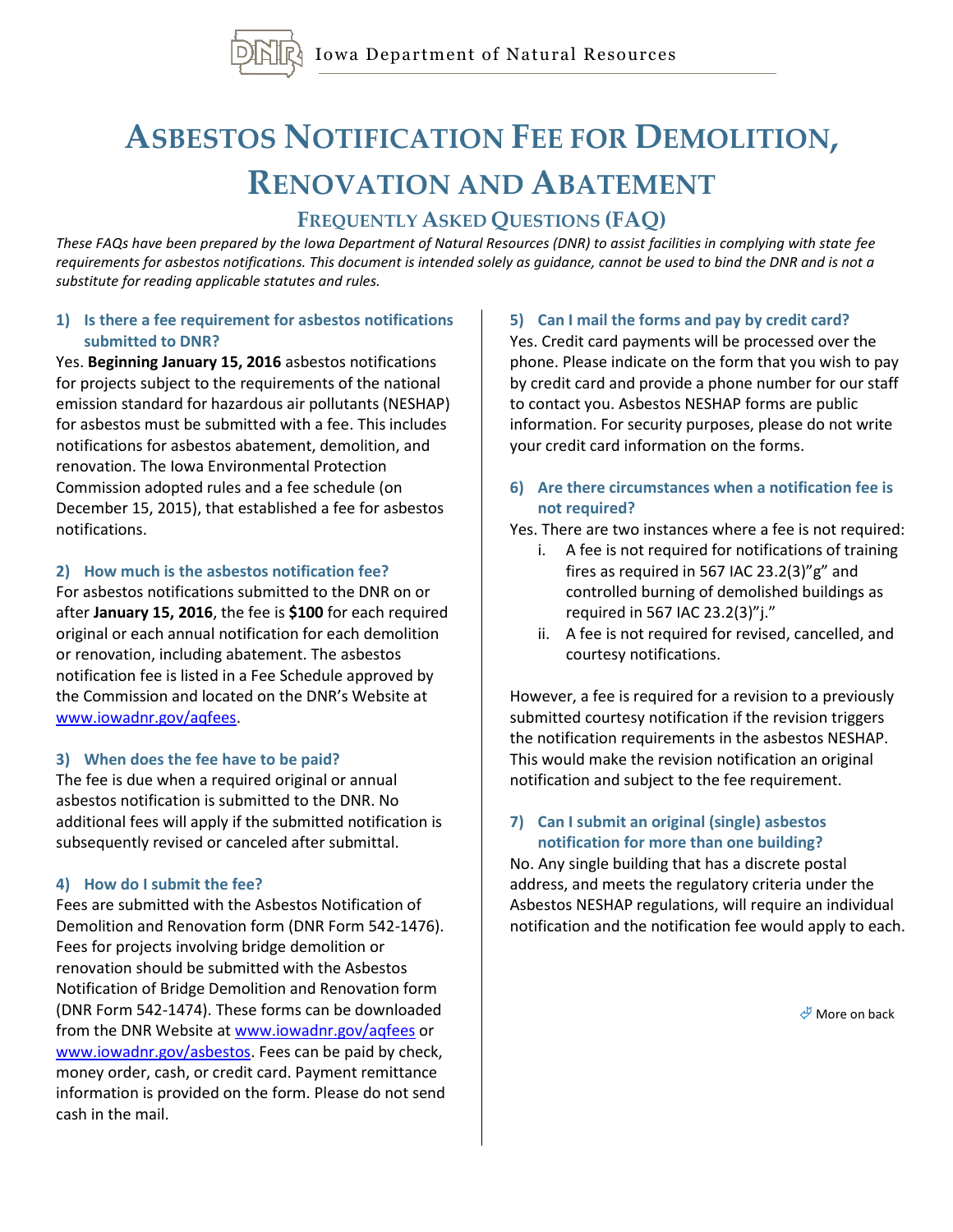Iowa Department of Natural Resources

# Asbestos Notification Fee for Demolition, Renovation and Abatement

## Frequently Asked Questions (FAQ)

*These FAQs have been prepared by the Iowa Department of Natural Resources (DNR) to assist facilities in complying with state fee requirements for asbestos notifications. This document is intended solely as guidance, cannot be used to bind the DNR and is not a substitute for reading applicable statutes and rules.*

### 1) Is there a fee requirement for asbestos notifications submitted to DNR?

Yes. **Beginning January 15, 2016** asbestos notifications for projects subject to the requirements of the national emission standard for hazardous air pollutants (NESHAP) for asbestos must be submitted with a fee. This includes notifications for asbestos abatement, demolition, and renovation. The Iowa Environmental Protection Commission adopted rules and a fee schedule (on December 15, 2015), that established a fee for asbestos notifications.

### 2) How much is the asbestos notification fee?

For asbestos notifications submitted to the DNR on or after **January 15, 2016**, the fee is **$100** for each required original or each annual notification for each demolition or renovation, including abatement. The asbestos notification fee is listed in a Fee Schedule approved by the Commission and located on the DNR's Website at www.iowadnr.gov/aqfees.

### 3) When does the fee have to be paid?

The fee is due when a required original or annual asbestos notification is submitted to the DNR. No additional fees will apply if the submitted notification is subsequently revised or canceled after submittal.

### 4) How do I submit the fee?

Fees are submitted with the Asbestos Notification of Demolition and Renovation form (DNR Form 542-1476). Fees for projects involving bridge demolition or renovation should be submitted with the Asbestos Notification of Bridge Demolition and Renovation form (DNR Form 542-1474). These forms can be downloaded from the DNR Website at www.iowadnr.gov/aqfees or www.iowadnr.gov/asbestos. Fees can be paid by check, money order, cash, or credit card. Payment remittance information is provided on the form. Please do not send cash in the mail.

### 5) Can I mail the forms and pay by credit card?

Yes. Credit card payments will be processed over the phone. Please indicate on the form that you wish to pay by credit card and provide a phone number for our staff to contact you. Asbestos NESHAP forms are public information. For security purposes, please do not write your credit card information on the forms.

### 6) Are there circumstances when a notification fee is not required?

Yes. There are two instances where a fee is not required:

i. A fee is not required for notifications of training fires as required in 567 IAC 23.2(3)"g" and controlled burning of demolished buildings as required in 567 IAC 23.2(3)"j."

ii. A fee is not required for revised, cancelled, and courtesy notifications.

However, a fee is required for a revision to a previously submitted courtesy notification if the revision triggers the notification requirements in the asbestos NESHAP. This would make the revision notification an original notification and subject to the fee requirement.

### 7) Can I submit an original (single) asbestos notification for more than one building?

No. Any single building that has a discrete postal address, and meets the regulatory criteria under the Asbestos NESHAP regulations, will require an individual notification and the notification fee would apply to each.

More on back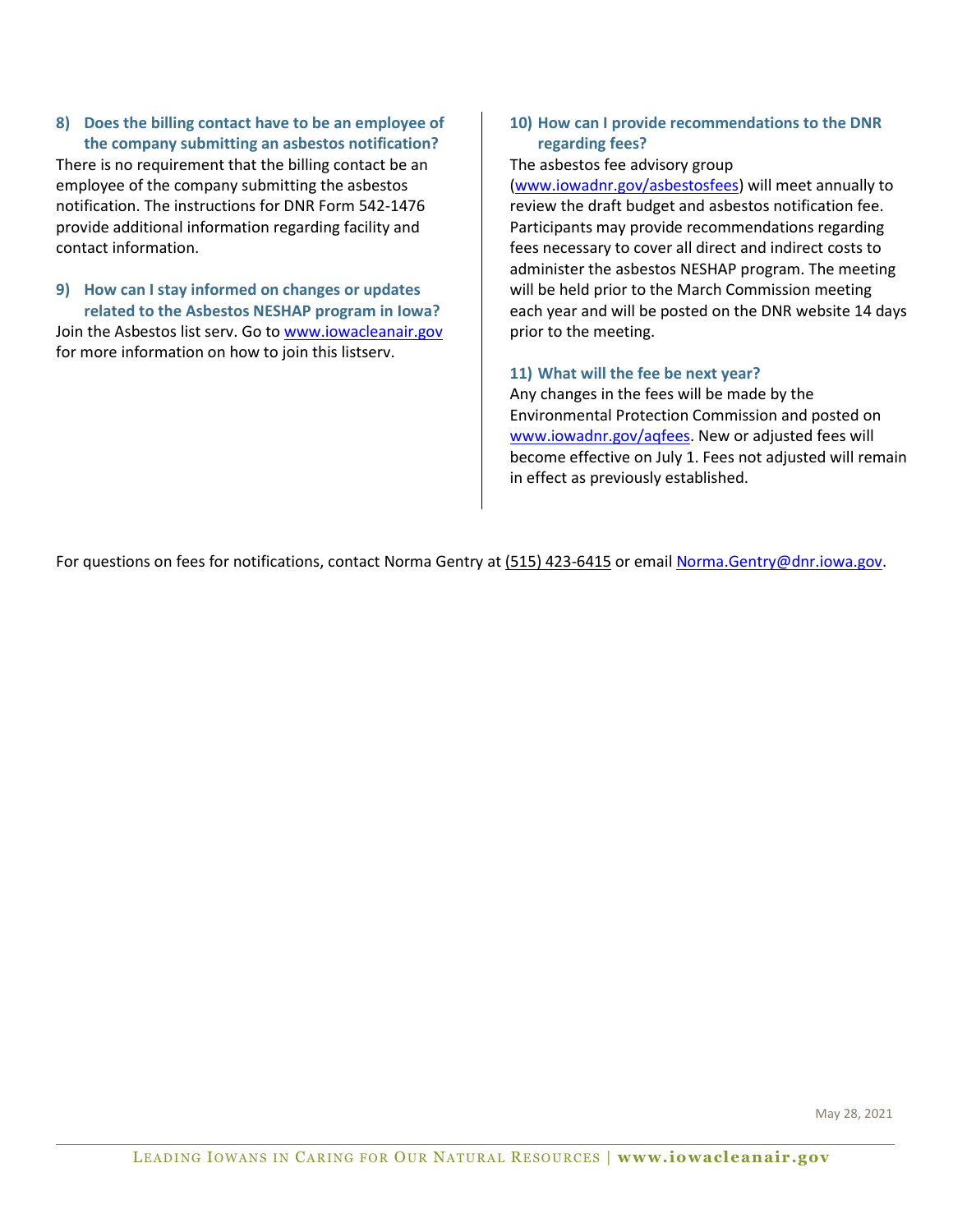**8) Does the billing contact have to be an employee of the company submitting an asbestos notification?**

There is no requirement that the billing contact be an employee of the company submitting the asbestos notification. The instructions for DNR Form 542-1476 provide additional information regarding facility and contact information.

**9) How can I stay informed on changes or updates related to the Asbestos NESHAP program in Iowa?**

Join the Asbestos list serv. Go to [www.iowacleanair.gov](http://www.iowacleanair.gov) for more information on how to join this listserv.

**10) How can I provide recommendations to the DNR regarding fees?**

The asbestos fee advisory group ([www.iowadnr.gov/asbestosfees](http://www.iowadnr.gov/asbestosfees)) will meet annually to review the draft budget and asbestos notification fee. Participants may provide recommendations regarding fees necessary to cover all direct and indirect costs to administer the asbestos NESHAP program. The meeting will be held prior to the March Commission meeting each year and will be posted on the DNR website 14 days prior to the meeting.

**11) What will the fee be next year?**

Any changes in the fees will be made by the Environmental Protection Commission and posted on [www.iowadnr.gov/aqfees](http://www.iowadnr.gov/aqfees). New or adjusted fees will become effective on July 1. Fees not adjusted will remain in effect as previously established.

For questions on fees for notifications, contact Norma Gentry at (515) 423-6415 or email [Norma.Gentry@dnr.iowa.gov](mailto:Norma.Gentry@dnr.iowa.gov).

May 28, 2021